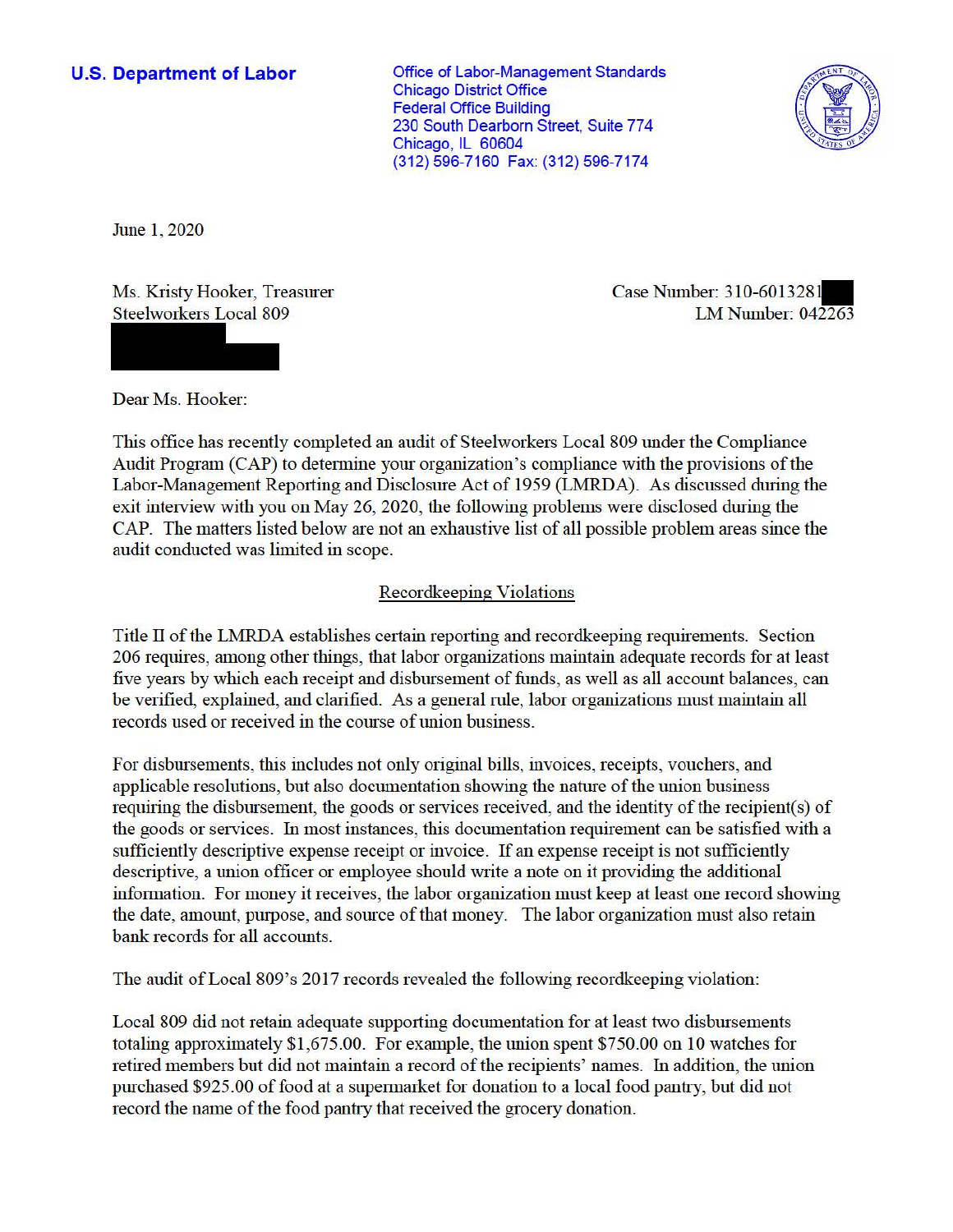**U.S. Department of Labor**

Office of Labor-Management Standards
Chicago District Office
Federal Office Building
230 South Dearborn Street, Suite 774
Chicago, IL 60604
(312) 596-7160 Fax: (312) 596-7174

June 1, 2020

Ms. Kristy Hooker, Treasurer
Steelworkers Local 809

Case Number: 310-6013281
LM Number: 042263

Dear Ms. Hooker:

This office has recently completed an audit of Steelworkers Local 809 under the Compliance Audit Program (CAP) to determine your organization's compliance with the provisions of the Labor-Management Reporting and Disclosure Act of 1959 (LMRDA). As discussed during the exit interview with you on May 26, 2020, the following problems were disclosed during the CAP. The matters listed below are not an exhaustive list of all possible problem areas since the audit conducted was limited in scope.

## Recordkeeping Violations

Title II of the LMRDA establishes certain reporting and recordkeeping requirements. Section 206 requires, among other things, that labor organizations maintain adequate records for at least five years by which each receipt and disbursement of funds, as well as all account balances, can be verified, explained, and clarified. As a general rule, labor organizations must maintain all records used or received in the course of union business.

For disbursements, this includes not only original bills, invoices, receipts, vouchers, and applicable resolutions, but also documentation showing the nature of the union business requiring the disbursement, the goods or services received, and the identity of the recipient(s) of the goods or services. In most instances, this documentation requirement can be satisfied with a sufficiently descriptive expense receipt or invoice. If an expense receipt is not sufficiently descriptive, a union officer or employee should write a note on it providing the additional information. For money it receives, the labor organization must keep at least one record showing the date, amount, purpose, and source of that money. The labor organization must also retain bank records for all accounts.

The audit of Local 809's 2017 records revealed the following recordkeeping violation:

Local 809 did not retain adequate supporting documentation for at least two disbursements totaling approximately $1,675.00. For example, the union spent $750.00 on 10 watches for retired members but did not maintain a record of the recipients' names. In addition, the union purchased $925.00 of food at a supermarket for donation to a local food pantry, but did not record the name of the food pantry that received the grocery donation.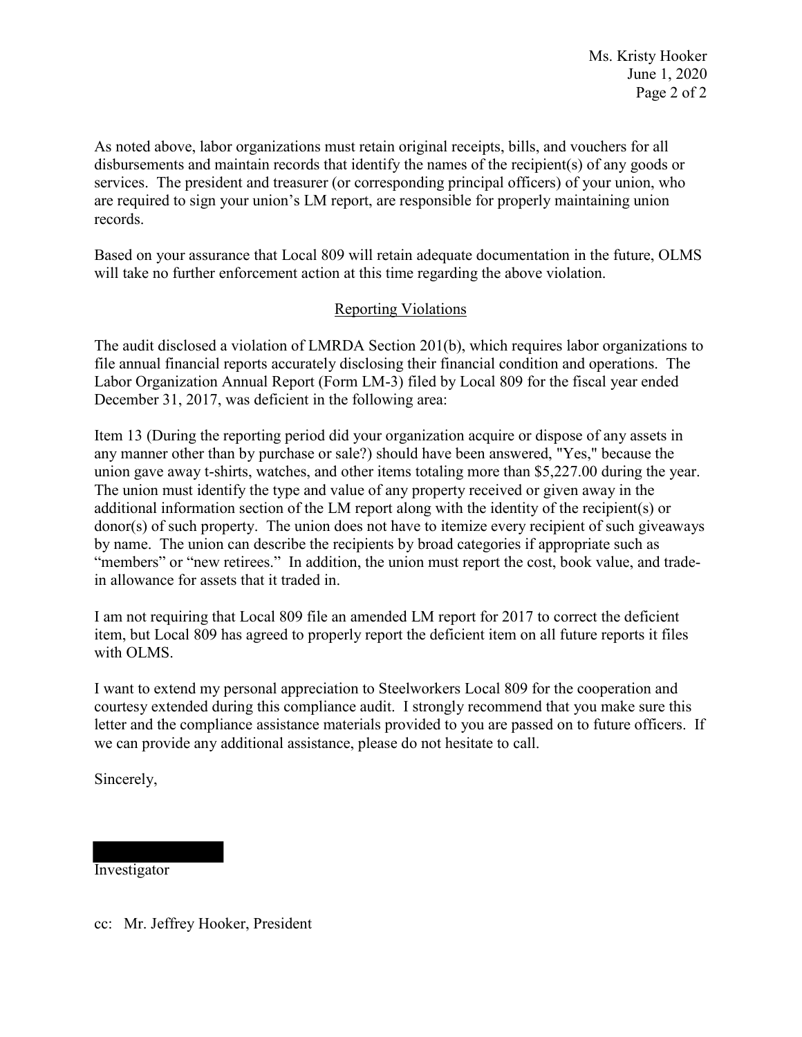As noted above, labor organizations must retain original receipts, bills, and vouchers for all disbursements and maintain records that identify the names of the recipient(s) of any goods or services. The president and treasurer (or corresponding principal officers) of your union, who are required to sign your union's LM report, are responsible for properly maintaining union records.

Based on your assurance that Local 809 will retain adequate documentation in the future, OLMS will take no further enforcement action at this time regarding the above violation.

## Reporting Violations

The audit disclosed a violation of LMRDA Section 201(b), which requires labor organizations to file annual financial reports accurately disclosing their financial condition and operations. The Labor Organization Annual Report (Form LM-3) filed by Local 809 for the fiscal year ended December 31, 2017, was deficient in the following area:

Item 13 (During the reporting period did your organization acquire or dispose of any assets in any manner other than by purchase or sale?) should have been answered, "Yes," because the union gave away t-shirts, watches, and other items totaling more than $5,227.00 during the year. The union must identify the type and value of any property received or given away in the additional information section of the LM report along with the identity of the recipient(s) or donor(s) of such property. The union does not have to itemize every recipient of such giveaways by name. The union can describe the recipients by broad categories if appropriate such as "members" or "new retirees." In addition, the union must report the cost, book value, and trade-in allowance for assets that it traded in.

I am not requiring that Local 809 file an amended LM report for 2017 to correct the deficient item, but Local 809 has agreed to properly report the deficient item on all future reports it files with OLMS.

I want to extend my personal appreciation to Steelworkers Local 809 for the cooperation and courtesy extended during this compliance audit. I strongly recommend that you make sure this letter and the compliance assistance materials provided to you are passed on to future officers. If we can provide any additional assistance, please do not hesitate to call.

Sincerely,

Investigator

cc: Mr. Jeffrey Hooker, President